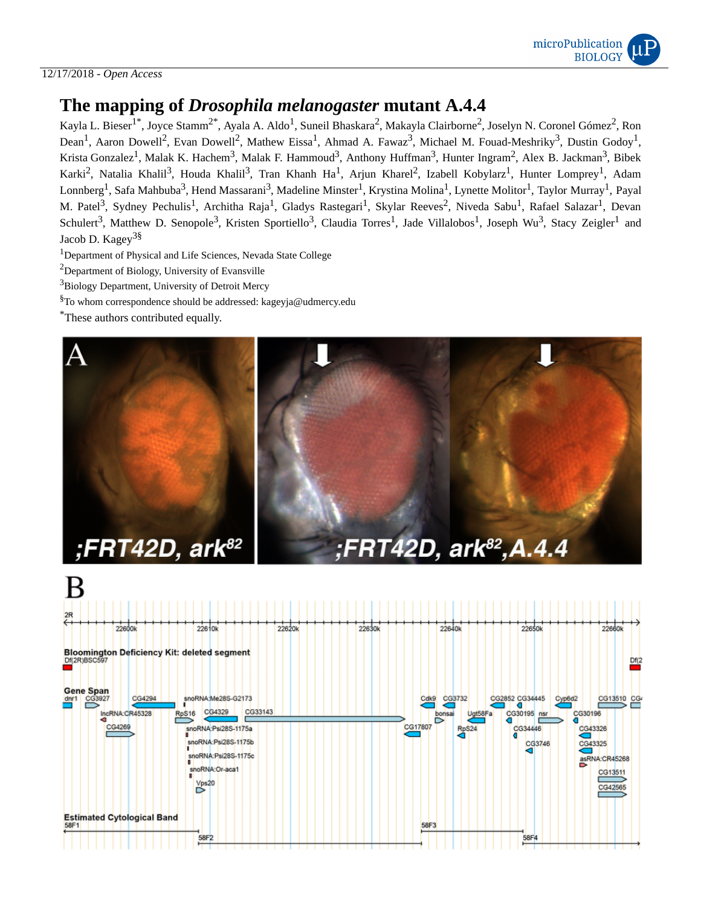12/17/2018 - *Open Access*

# The mapping of *Drosophila melanogaster* mutant A.4.4

Kayla L. Bieser[1*], Joyce Stamm[2*], Ayala A. Aldo[1], Suneil Bhaskara[2], Makayla Clairborne[2], Joselyn N. Coronel Gómez[2], Ron Dean[1], Aaron Dowell[2], Evan Dowell[2], Mathew Eissa[1], Ahmad A. Fawaz[3], Michael M. Fouad-Meshriky[3], Dustin Godoy[1], Krista Gonzalez[1], Malak K. Hachem[3], Malak F. Hammoud[3], Anthony Huffman[3], Hunter Ingram[2], Alex B. Jackman[3], Bibek Karki[2], Natalia Khalil[3], Houda Khalil[3], Tran Khanh Ha[1], Arjun Kharel[2], Izabell Kobylarz[1], Hunter Lomprey[1], Adam Lonnberg[1], Safa Mahbuba[3], Hend Massarani[3], Madeline Minster[1], Krystina Molina[1], Lynette Molitor[1], Taylor Murray[1], Payal M. Patel[3], Sydney Pechulis[1], Architha Raja[1], Gladys Rastegari[1], Skylar Reeves[2], Niveda Sabu[1], Rafael Salazar[1], Devan Schulert[3], Matthew D. Senopole[3], Kristen Sportiello[3], Claudia Torres[1], Jade Villalobos[1], Joseph Wu[3], Stacy Zeigler[1] and Jacob D. Kagey[3§]

[1]Department of Physical and Life Sciences, Nevada State College

[2]Department of Biology, University of Evansville

[3]Biology Department, University of Detroit Mercy

[§]To whom correspondence should be addressed: kageyja@udmercy.edu

[*]These authors contributed equally.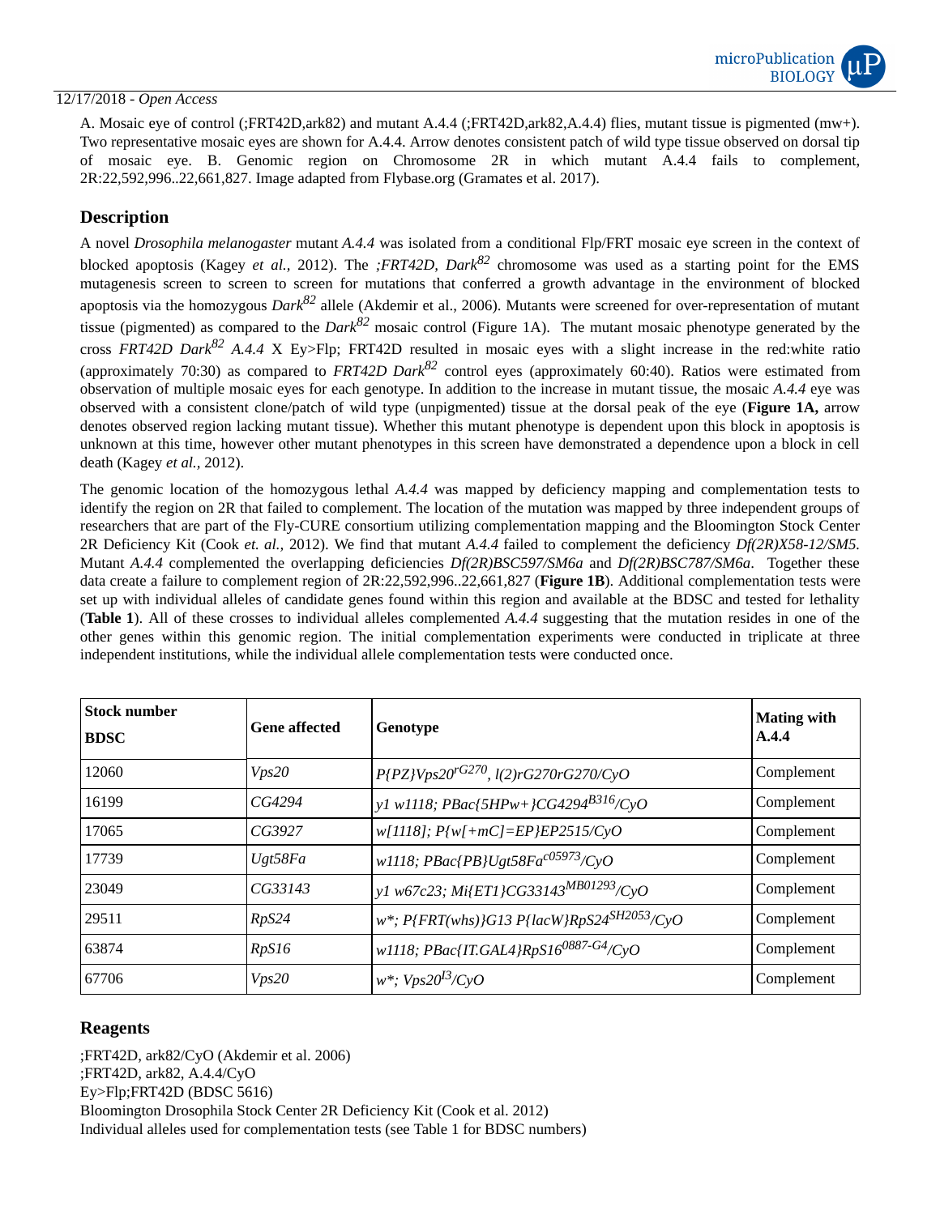A. Mosaic eye of control (;FRT42D,ark82) and mutant A.4.4 (;FRT42D,ark82,A.4.4) flies, mutant tissue is pigmented (mw+). Two representative mosaic eyes are shown for A.4.4. Arrow denotes consistent patch of wild type tissue observed on dorsal tip of mosaic eye. B. Genomic region on Chromosome 2R in which mutant A.4.4 fails to complement, 2R:22,592,996..22,661,827. Image adapted from Flybase.org (Gramates et al. 2017).

## Description

A novel *Drosophila melanogaster* mutant *A.4.4* was isolated from a conditional Flp/FRT mosaic eye screen in the context of blocked apoptosis (Kagey *et al.,* 2012). The *;FRT42D, Dark*$^{82}$ chromosome was used as a starting point for the EMS mutagenesis screen to screen to screen for mutations that conferred a growth advantage in the environment of blocked apoptosis via the homozygous *Dark*$^{82}$ allele (Akdemir et al., 2006). Mutants were screened for over-representation of mutant tissue (pigmented) as compared to the *Dark*$^{82}$ mosaic control (Figure 1A). The mutant mosaic phenotype generated by the cross *FRT42D Dark*$^{82}$ *A.4.4* X Ey>Flp; FRT42D resulted in mosaic eyes with a slight increase in the red:white ratio (approximately 70:30) as compared to *FRT42D Dark*$^{82}$ control eyes (approximately 60:40). Ratios were estimated from observation of multiple mosaic eyes for each genotype. In addition to the increase in mutant tissue, the mosaic *A.4.4* eye was observed with a consistent clone/patch of wild type (unpigmented) tissue at the dorsal peak of the eye (**Figure 1A,** arrow denotes observed region lacking mutant tissue). Whether this mutant phenotype is dependent upon this block in apoptosis is unknown at this time, however other mutant phenotypes in this screen have demonstrated a dependence upon a block in cell death (Kagey *et al.,* 2012).

The genomic location of the homozygous lethal *A.4.4* was mapped by deficiency mapping and complementation tests to identify the region on 2R that failed to complement. The location of the mutation was mapped by three independent groups of researchers that are part of the Fly-CURE consortium utilizing complementation mapping and the Bloomington Stock Center 2R Deficiency Kit (Cook *et. al.,* 2012). We find that mutant *A.4.4* failed to complement the deficiency *Df(2R)X58-12/SM5*. Mutant *A.4.4* complemented the overlapping deficiencies *Df(2R)BSC597/SM6a* and *Df(2R)BSC787/SM6a*. Together these data create a failure to complement region of 2R:22,592,996..22,661,827 (**Figure 1B**). Additional complementation tests were set up with individual alleles of candidate genes found within this region and available at the BDSC and tested for lethality (**Table 1**). All of these crosses to individual alleles complemented *A.4.4* suggesting that the mutation resides in one of the other genes within this genomic region. The initial complementation experiments were conducted in triplicate at three independent institutions, while the individual allele complementation tests were conducted once.

| Stock number BDSC | Gene affected | Genotype | Mating with A.4.4 |
|---|---|---|---|
| 12060 | *Vps20* | *P{PZ}Vps20*$^{rG270}$*, l(2)rG270rG270/CyO* | Complement |
| 16199 | *CG4294* | *y1 w1118; PBac{5HPw+}CG4294*$^{B316}$*/CyO* | Complement |
| 17065 | *CG3927* | *w[1118]; P{w[+mC]=EP}EP2515/CyO* | Complement |
| 17739 | *Ugt58Fa* | *w1118; PBac{PB}Ugt58Fa*$^{c05973}$*/CyO* | Complement |
| 23049 | *CG33143* | *y1 w67c23; Mi{ET1}CG33143*$^{MB01293}$*/CyO* | Complement |
| 29511 | *RpS24* | *w*; P{FRT(whs)}G13 P{lacW}RpS24*$^{SH2053}$*/CyO* | Complement |
| 63874 | *RpS16* | *w1118; PBac{IT.GAL4}RpS16*$^{0887\text{-}G4}$*/CyO* | Complement |
| 67706 | *Vps20* | *w*; Vps20*$^{I3}$*/CyO* | Complement |

## Reagents

;FRT42D, ark82/CyO (Akdemir et al. 2006)
;FRT42D, ark82, A.4.4/CyO
Ey>Flp;FRT42D (BDSC 5616)
Bloomington Drosophila Stock Center 2R Deficiency Kit (Cook et al. 2012)
Individual alleles used for complementation tests (see Table 1 for BDSC numbers)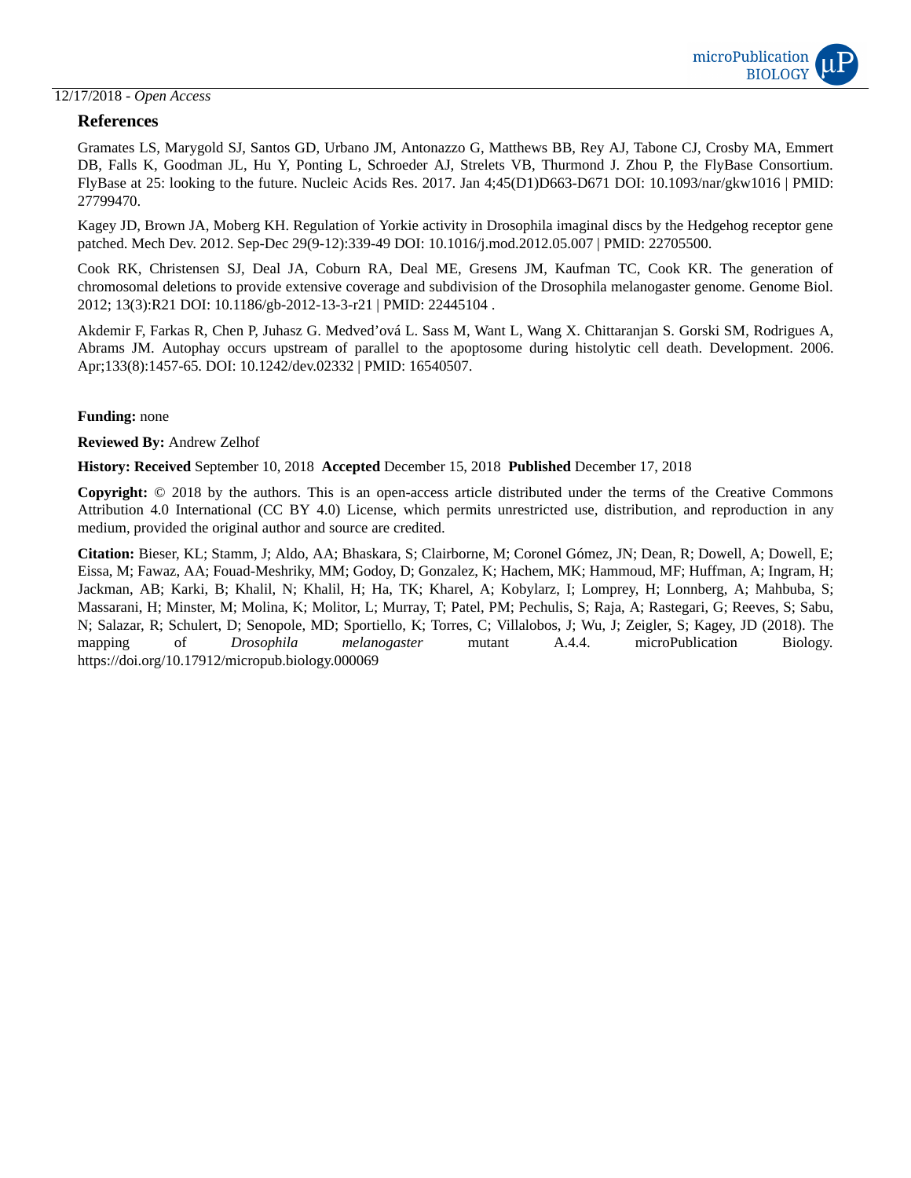## References

Gramates LS, Marygold SJ, Santos GD, Urbano JM, Antonazzo G, Matthews BB, Rey AJ, Tabone CJ, Crosby MA, Emmert DB, Falls K, Goodman JL, Hu Y, Ponting L, Schroeder AJ, Strelets VB, Thurmond J. Zhou P, the FlyBase Consortium. FlyBase at 25: looking to the future. Nucleic Acids Res. 2017. Jan 4;45(D1)D663-D671 DOI: 10.1093/nar/gkw1016 | PMID: 27799470.

Kagey JD, Brown JA, Moberg KH. Regulation of Yorkie activity in Drosophila imaginal discs by the Hedgehog receptor gene patched. Mech Dev. 2012. Sep-Dec 29(9-12):339-49 DOI: 10.1016/j.mod.2012.05.007 | PMID: 22705500.

Cook RK, Christensen SJ, Deal JA, Coburn RA, Deal ME, Gresens JM, Kaufman TC, Cook KR. The generation of chromosomal deletions to provide extensive coverage and subdivision of the Drosophila melanogaster genome. Genome Biol. 2012; 13(3):R21 DOI: 10.1186/gb-2012-13-3-r21 | PMID: 22445104 .

Akdemir F, Farkas R, Chen P, Juhasz G. Medved'ová L. Sass M, Want L, Wang X. Chittaranjan S. Gorski SM, Rodrigues A, Abrams JM. Autophay occurs upstream of parallel to the apoptosome during histolytic cell death. Development. 2006. Apr;133(8):1457-65. DOI: 10.1242/dev.02332 | PMID: 16540507.

**Funding:** none

**Reviewed By:** Andrew Zelhof

**History: Received** September 10, 2018 **Accepted** December 15, 2018 **Published** December 17, 2018

**Copyright:** © 2018 by the authors. This is an open-access article distributed under the terms of the Creative Commons Attribution 4.0 International (CC BY 4.0) License, which permits unrestricted use, distribution, and reproduction in any medium, provided the original author and source are credited.

**Citation:** Bieser, KL; Stamm, J; Aldo, AA; Bhaskara, S; Clairborne, M; Coronel Gómez, JN; Dean, R; Dowell, A; Dowell, E; Eissa, M; Fawaz, AA; Fouad-Meshriky, MM; Godoy, D; Gonzalez, K; Hachem, MK; Hammoud, MF; Huffman, A; Ingram, H; Jackman, AB; Karki, B; Khalil, N; Khalil, H; Ha, TK; Kharel, A; Kobylarz, I; Lomprey, H; Lonnberg, A; Mahbuba, S; Massarani, H; Minster, M; Molina, K; Molitor, L; Murray, T; Patel, PM; Pechulis, S; Raja, A; Rastegari, G; Reeves, S; Sabu, N; Salazar, R; Schulert, D; Senopole, MD; Sportiello, K; Torres, C; Villalobos, J; Wu, J; Zeigler, S; Kagey, JD (2018). The mapping of *Drosophila melanogaster* mutant A.4.4. microPublication Biology. https://doi.org/10.17912/micropub.biology.000069